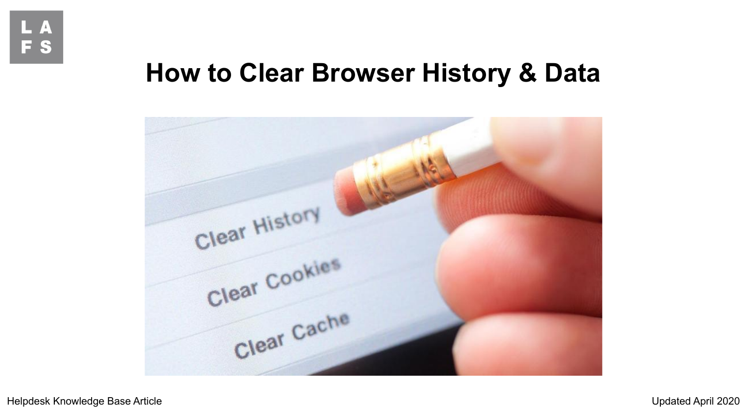L A
F S

# How to Clear Browser History & Data

Helpdesk Knowledge Base Article

Updated April 2020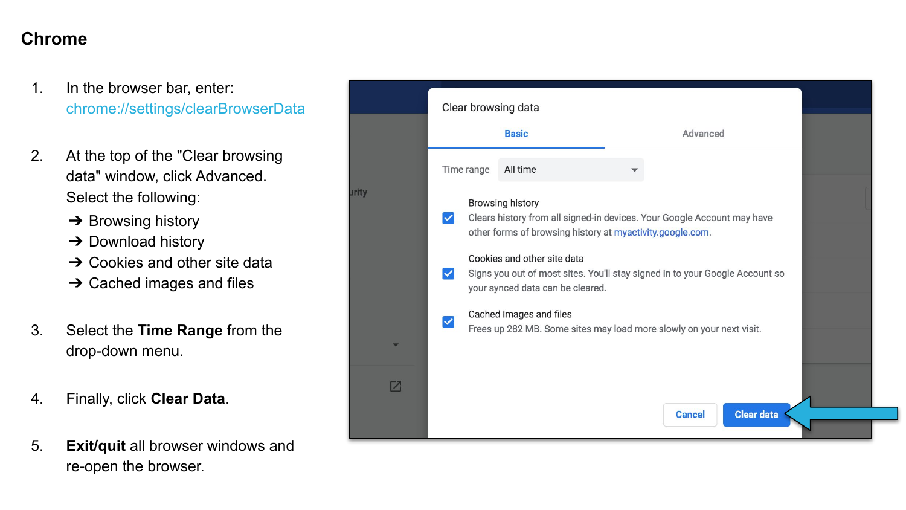## Chrome

1. In the browser bar, enter: chrome://settings/clearBrowserData

2. At the top of the "Clear browsing data" window, click Advanced. Select the following:
   - ➔ Browsing history
   - ➔ Download history
   - ➔ Cookies and other site data
   - ➔ Cached images and files

3. Select the **Time Range** from the drop-down menu.

4. Finally, click **Clear Data**.

5. **Exit/quit** all browser windows and re-open the browser.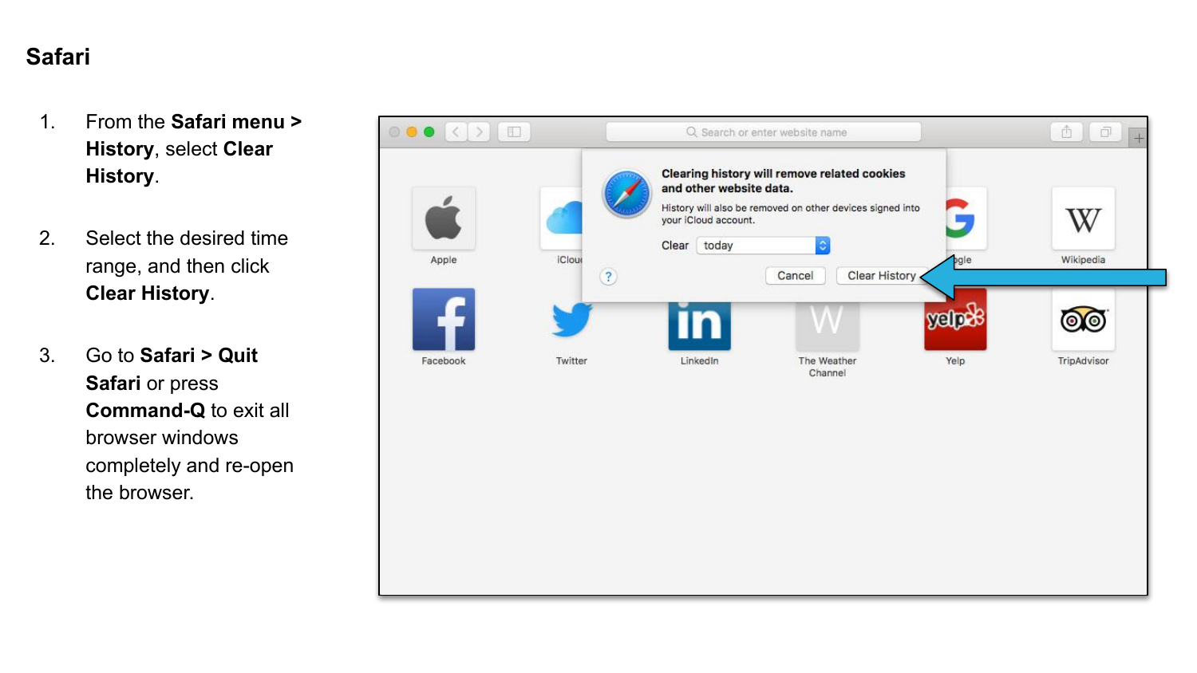## Safari

1. From the **Safari menu > History**, select **Clear History**.

2. Select the desired time range, and then click **Clear History**.

3. Go to **Safari > Quit Safari** or press **Command-Q** to exit all browser windows completely and re-open the browser.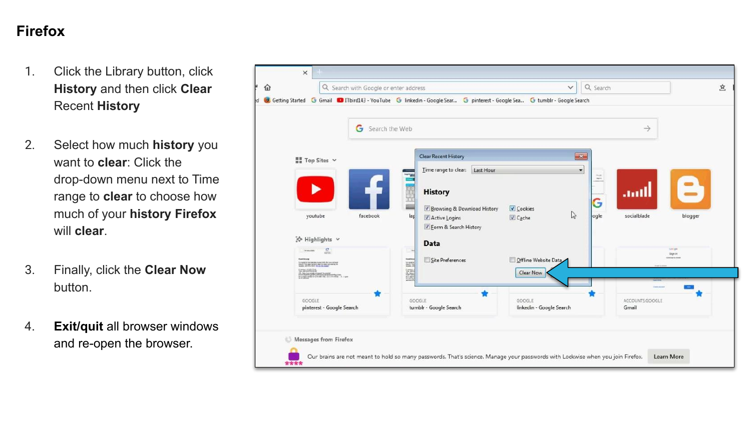# Firefox

1. Click the Library button, click **History** and then click **Clear** Recent **History**

2. Select how much **history** you want to **clear**: Click the drop-down menu next to Time range to **clear** to choose how much of your **history Firefox** will **clear**.

3. Finally, click the **Clear Now** button.

4. **Exit/quit** all browser windows and re-open the browser.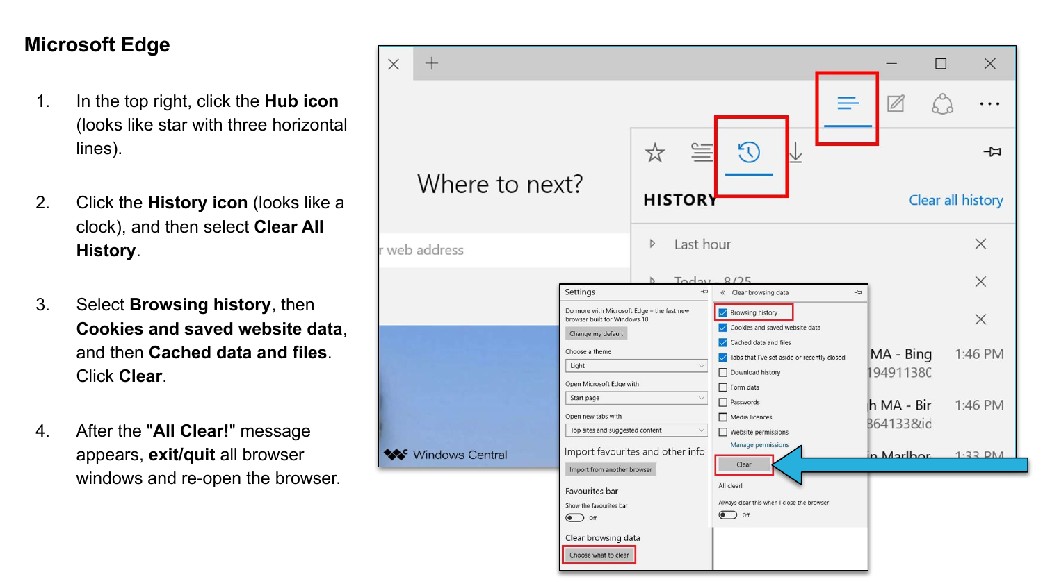## Microsoft Edge

1. In the top right, click the **Hub icon** (looks like star with three horizontal lines).
2. Click the **History icon** (looks like a clock), and then select **Clear All History**.
3. Select **Browsing history**, then **Cookies and saved website data**, and then **Cached data and files**. Click **Clear**.
4. After the "**All Clear!**" message appears, **exit/quit** all browser windows and re-open the browser.